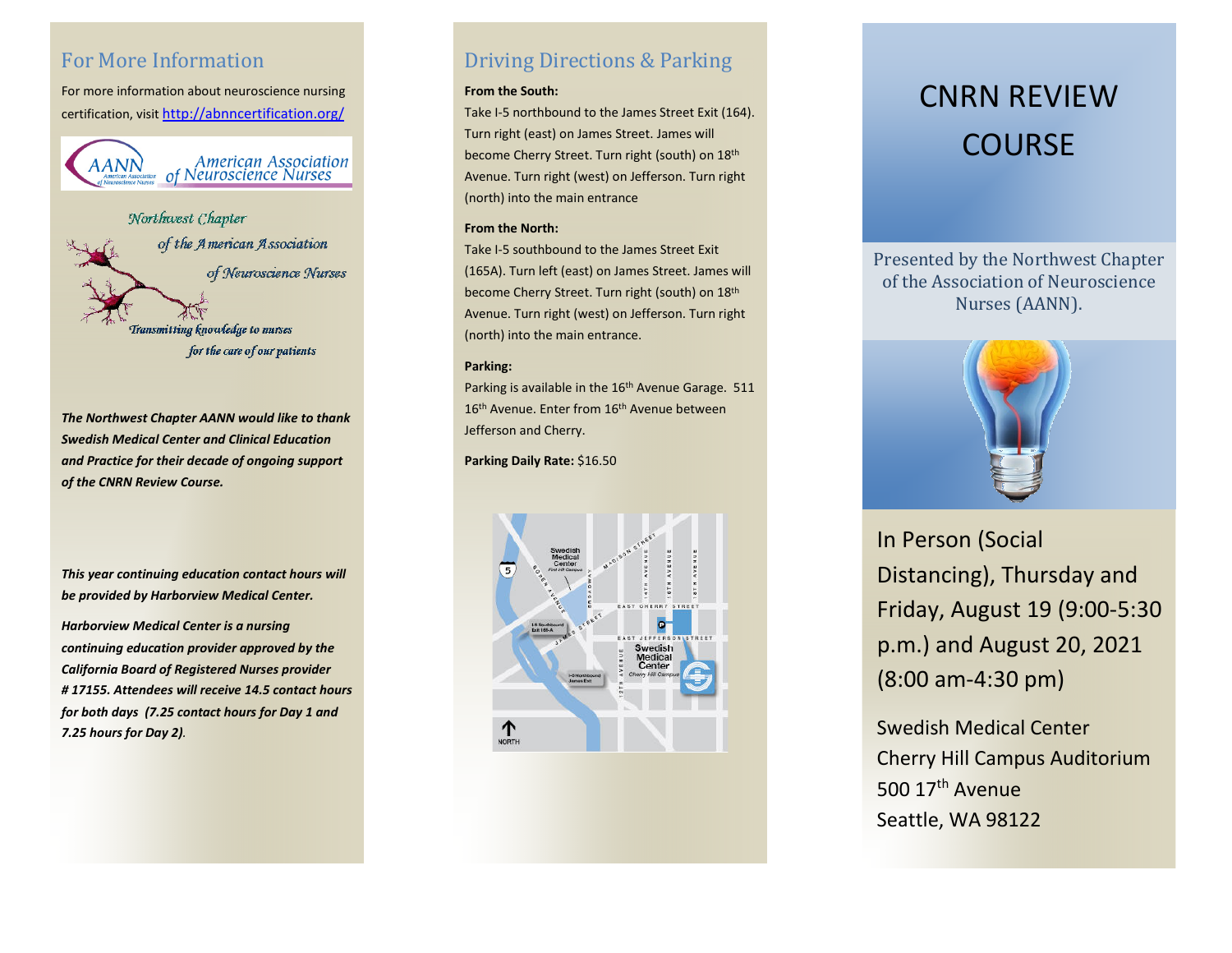## For More Information

For more information about neuroscience nursing certification, visit http://abnncertification.org/

AANN American Association of Neuroscience Nurses

Northwest Chapter of the American Association of Neuroscience Nurses

Transmitting knowledge to nurses for the care of our patients

***The Northwest Chapter AANN would like to thank Swedish Medical Center and Clinical Education and Practice for their decade of ongoing support of the CNRN Review Course.***

***This year continuing education contact hours will be provided by Harborview Medical Center.***

***Harborview Medical Center is a nursing continuing education provider approved by the California Board of Registered Nurses provider # 17155. Attendees will receive 14.5 contact hours for both days (7.25 contact hours for Day 1 and 7.25 hours for Day 2).***

## Driving Directions & Parking

**From the South:**

Take I-5 northbound to the James Street Exit (164). Turn right (east) on James Street. James will become Cherry Street. Turn right (south) on 18th Avenue. Turn right (west) on Jefferson. Turn right (north) into the main entrance

**From the North:**

Take I-5 southbound to the James Street Exit (165A). Turn left (east) on James Street. James will become Cherry Street. Turn right (south) on 18th Avenue. Turn right (west) on Jefferson. Turn right (north) into the main entrance.

**Parking:**

Parking is available in the 16th Avenue Garage. 511 16th Avenue. Enter from 16th Avenue between Jefferson and Cherry.

**Parking Daily Rate:** $16.50

# CNRN REVIEW COURSE

Presented by the Northwest Chapter of the Association of Neuroscience Nurses (AANN).

In Person (Social Distancing), Thursday and Friday, August 19 (9:00-5:30 p.m.) and August 20, 2021 (8:00 am-4:30 pm)

Swedish Medical Center
Cherry Hill Campus Auditorium
500 17th Avenue
Seattle, WA 98122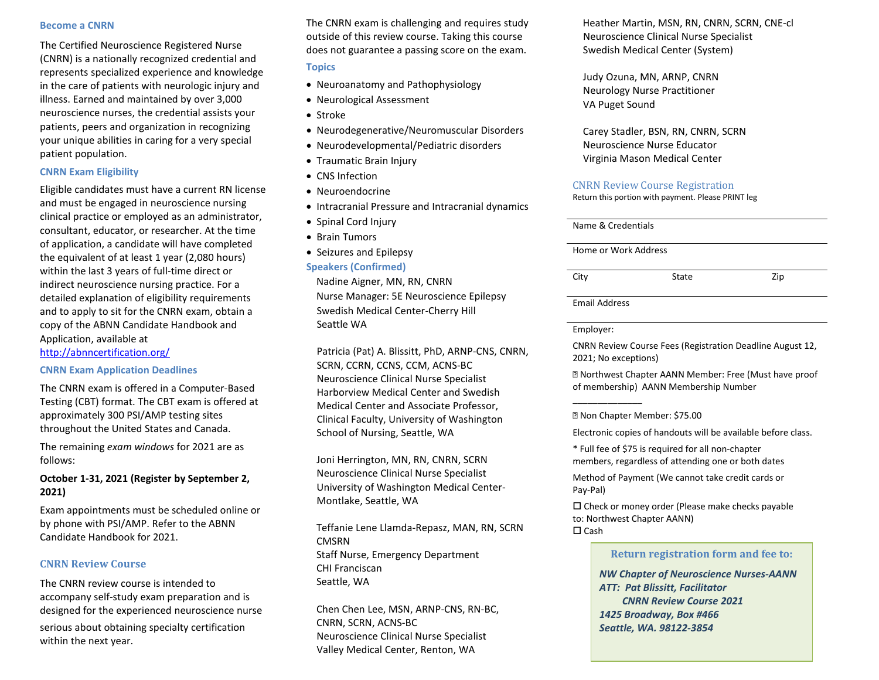### Become a CNRN

The Certified Neuroscience Registered Nurse (CNRN) is a nationally recognized credential and represents specialized experience and knowledge in the care of patients with neurologic injury and illness. Earned and maintained by over 3,000 neuroscience nurses, the credential assists your patients, peers and organization in recognizing your unique abilities in caring for a very special patient population.

### CNRN Exam Eligibility

Eligible candidates must have a current RN license and must be engaged in neuroscience nursing clinical practice or employed as an administrator, consultant, educator, or researcher. At the time of application, a candidate will have completed the equivalent of at least 1 year (2,080 hours) within the last 3 years of full-time direct or indirect neuroscience nursing practice. For a detailed explanation of eligibility requirements and to apply to sit for the CNRN exam, obtain a copy of the ABNN Candidate Handbook and Application, available at http://abnncertification.org/

### CNRN Exam Application Deadlines

The CNRN exam is offered in a Computer-Based Testing (CBT) format. The CBT exam is offered at approximately 300 PSI/AMP testing sites throughout the United States and Canada.

The remaining *exam windows* for 2021 are as follows:

**October 1-31, 2021 (Register by September 2, 2021)**

Exam appointments must be scheduled online or by phone with PSI/AMP. Refer to the ABNN Candidate Handbook for 2021.

### CNRN Review Course

The CNRN review course is intended to accompany self-study exam preparation and is designed for the experienced neuroscience nurse serious about obtaining specialty certification within the next year.

The CNRN exam is challenging and requires study outside of this review course. Taking this course does not guarantee a passing score on the exam.

### Topics

- Neuroanatomy and Pathophysiology
- Neurological Assessment
- Stroke
- Neurodegenerative/Neuromuscular Disorders
- Neurodevelopmental/Pediatric disorders
- Traumatic Brain Injury
- CNS Infection
- Neuroendocrine
- Intracranial Pressure and Intracranial dynamics
- Spinal Cord Injury
- Brain Tumors
- Seizures and Epilepsy

### Speakers (Confirmed)

Nadine Aigner, MN, RN, CNRN
Nurse Manager: 5E Neuroscience Epilepsy
Swedish Medical Center-Cherry Hill
Seattle WA

Patricia (Pat) A. Blissitt, PhD, ARNP-CNS, CNRN, SCRN, CCRN, CCNS, CCM, ACNS-BC
Neuroscience Clinical Nurse Specialist
Harborview Medical Center and Swedish Medical Center and Associate Professor, Clinical Faculty, University of Washington School of Nursing, Seattle, WA

Joni Herrington, MN, RN, CNRN, SCRN
Neuroscience Clinical Nurse Specialist
University of Washington Medical Center-Montlake, Seattle, WA

Teffanie Lene Llamda-Repasz, MAN, RN, SCRN CMSRN
Staff Nurse, Emergency Department
CHI Franciscan
Seattle, WA

Chen Chen Lee, MSN, ARNP-CNS, RN-BC, CNRN, SCRN, ACNS-BC
Neuroscience Clinical Nurse Specialist
Valley Medical Center, Renton, WA

Heather Martin, MSN, RN, CNRN, SCRN, CNE-cl
Neuroscience Clinical Nurse Specialist
Swedish Medical Center (System)

Judy Ozuna, MN, ARNP, CNRN
Neurology Nurse Practitioner
VA Puget Sound

Carey Stadler, BSN, RN, CNRN, SCRN
Neuroscience Nurse Educator
Virginia Mason Medical Center

### CNRN Review Course Registration

Return this portion with payment. Please PRINT leg

Name & Credentials

Home or Work Address

City State Zip

Email Address

Employer:

CNRN Review Course Fees (Registration Deadline August 12, 2021; No exceptions)

☐ Northwest Chapter AANN Member: Free (Must have proof of membership) AANN Membership Number

______________

☐ Non Chapter Member: $75.00

Electronic copies of handouts will be available before class.

* Full fee of $75 is required for all non-chapter members, regardless of attending one or both dates

Method of Payment (We cannot take credit cards or Pay-Pal)

☐ Check or money order (Please make checks payable to: Northwest Chapter AANN)
☐ Cash

**Return registration form and fee to:**

***NW Chapter of Neuroscience Nurses-AANN***
***ATT: Pat Blissitt, Facilitator***
***CNRN Review Course 2021***
***1425 Broadway, Box #466***
***Seattle, WA. 98122-3854***